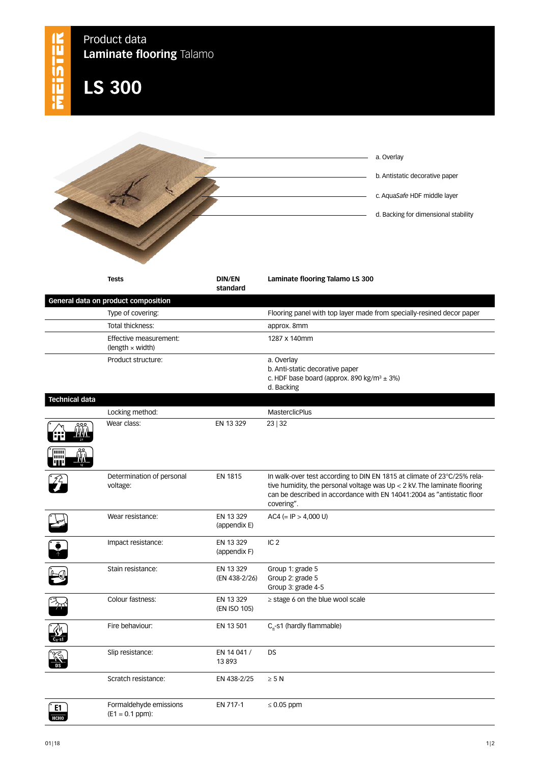# Product data
## Laminate flooring Talamo

# LS 300

a. Overlay

b. Antistatic decorative paper

c. Aqua*Safe* HDF middle layer

d. Backing for dimensional stability

| Tests | DIN/EN standard | Laminate flooring Talamo LS 300 |
|---|---|---|
| **General data on product composition** | | |
| Type of covering: | | Flooring panel with top layer made from specially-resined decor paper |
| Total thickness: | | approx. 8mm |
| Effective measurement: (length × width) | | 1287 x 140mm |
| Product structure: | | a. Overlay<br>b. Anti-static decorative paper<br>c. HDF base board (approx. 890 kg/m³ ± 3%)<br>d. Backing |
| **Technical data** | | |
| Locking method: | | MasterclicPlus |
| Wear class: | EN 13 329 | 23 \| 32 |
| Determination of personal voltage: | EN 1815 | In walk-over test according to DIN EN 1815 at climate of 23°C/25% relative humidity, the personal voltage was Up < 2 kV. The laminate flooring can be described in accordance with EN 14041:2004 as "antistatic floor covering". |
| Wear resistance: | EN 13 329 (appendix E) | AC4 (= IP > 4,000 U) |
| Impact resistance: | EN 13 329 (appendix F) | IC 2 |
| Stain resistance: | EN 13 329 (EN 438-2/26) | Group 1: grade 5<br>Group 2: grade 5<br>Group 3: grade 4-5 |
| Colour fastness: | EN 13 329 (EN ISO 105) | ≥ stage 6 on the blue wool scale |
| Fire behaviour: | EN 13 501 | $C_{fl}$-s1 (hardly flammable) |
| Slip resistance: | EN 14 041 / 13 893 | DS |
| Scratch resistance: | EN 438-2/25 | ≥ 5 N |
| Formaldehyde emissions (E1 = 0.1 ppm): | EN 717-1 | ≤ 0.05 ppm |

01|18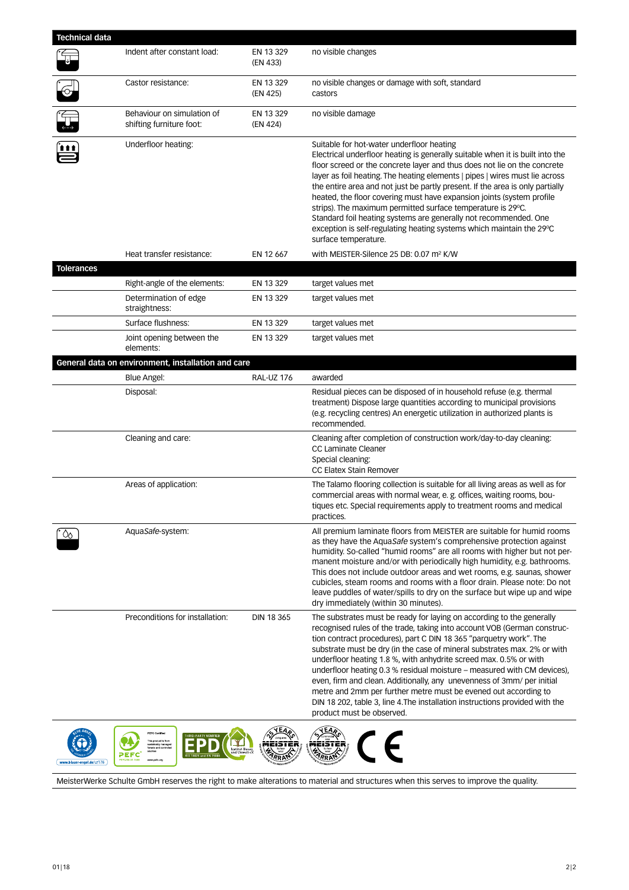| Technical data | | |
|---|---|---|
| Indent after constant load: | EN 13 329 (EN 433) | no visible changes |
| Castor resistance: | EN 13 329 (EN 425) | no visible changes or damage with soft, standard castors |
| Behaviour on simulation of shifting furniture foot: | EN 13 329 (EN 424) | no visible damage |
| Underfloor heating: | | Suitable for hot-water underfloor heating<br>Electrical underfloor heating is generally suitable when it is built into the floor screed or the concrete layer and thus does not lie on the concrete layer as foil heating. The heating elements \| pipes \| wires must lie across the entire area and not just be partly present. If the area is only partially heated, the floor covering must have expansion joints (system profile strips). The maximum permitted surface temperature is 29°C.<br>Standard foil heating systems are generally not recommended. One exception is self-regulating heating systems which maintain the 29°C surface temperature. |
| Heat transfer resistance: | EN 12 667 | with MEISTER-Silence 25 DB: 0.07 m² K/W |

| Tolerances | | |
|---|---|---|
| Right-angle of the elements: | EN 13 329 | target values met |
| Determination of edge straightness: | EN 13 329 | target values met |
| Surface flushness: | EN 13 329 | target values met |
| Joint opening between the elements: | EN 13 329 | target values met |

| General data on environment, installation and care | | |
|---|---|---|
| Blue Angel: | RAL-UZ 176 | awarded |
| Disposal: | | Residual pieces can be disposed of in household refuse (e.g. thermal treatment) Dispose large quantities according to municipal provisions (e.g. recycling centres) An energetic utilization in authorized plants is recommended. |
| Cleaning and care: | | Cleaning after completion of construction work/day-to-day cleaning:<br>CC Laminate Cleaner<br>Special cleaning:<br>CC Elatex Stain Remover |
| Areas of application: | | The Talamo flooring collection is suitable for all living areas as well as for commercial areas with normal wear, e. g. offices, waiting rooms, boutiques etc. Special requirements apply to treatment rooms and medical practices. |
| Aqua*Safe*-system: | | All premium laminate floors from MEISTER are suitable for humid rooms as they have the Aqua*Safe* system's comprehensive protection against humidity. So-called "humid rooms" are all rooms with higher but not permanent moisture and/or with periodically high humidity, e.g. bathrooms. This does not include outdoor areas and wet rooms, e.g. saunas, shower cubicles, steam rooms and rooms with a floor drain. Please note: Do not leave puddles of water/spills to dry on the surface but wipe up and wipe dry immediately (within 30 minutes). |
| Preconditions for installation: | DIN 18 365 | The substrates must be ready for laying on according to the generally recognised rules of the trade, taking into account VOB (German construction contract procedures), part C DIN 18 365 "parquetry work". The substrate must be dry (in the case of mineral substrates max. 2% or with underfloor heating 1.8 %, with anhydrite screed max. 0.5% or with underfloor heating 0.3 % residual moisture – measured with CM devices), even, firm and clean. Additionally, any unevenness of 3mm/ per initial metre and 2mm per further metre must be evened out according to DIN 18 202, table 3, line 4.The installation instructions provided with the product must be observed. |

www.blauer-engel.de/uz176

PEFC Certified. This product is from sustainably managed forests and controlled sources. www.pefc.org

THIRD-PARTY VERIFIED EPD ISO 14025 and EN 15804 – Institut Bauen und Umwelt e.V.

25 YEARS MEISTER WARRANTY – Living area

5 YEARS MEISTER WARRANTY – Commercial area

CE

MeisterWerke Schulte GmbH reserves the right to make alterations to material and structures when this serves to improve the quality.

01|18